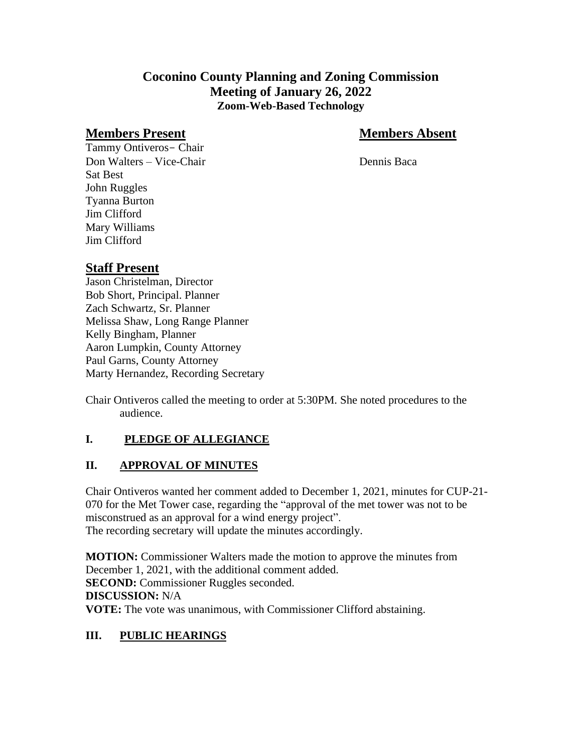# Coconino County Planning and Zoning Commission
## Meeting of January 26, 2022
### Zoom-Web-Based Technology

| **Members Present** | **Members Absent** |
|---|---|
| Tammy Ontiveros– Chair | |
| Don Walters – Vice-Chair | Dennis Baca |
| Sat Best | |
| John Ruggles | |
| Tyanna Burton | |
| Jim Clifford | |
| Mary Williams | |
| Jim Clifford | |

## Staff Present

Jason Christelman, Director
Bob Short, Principal. Planner
Zach Schwartz, Sr. Planner
Melissa Shaw, Long Range Planner
Kelly Bingham, Planner
Aaron Lumpkin, County Attorney
Paul Garns, County Attorney
Marty Hernandez, Recording Secretary

Chair Ontiveros called the meeting to order at 5:30PM. She noted procedures to the audience.

## I. PLEDGE OF ALLEGIANCE

## II. APPROVAL OF MINUTES

Chair Ontiveros wanted her comment added to December 1, 2021, minutes for CUP-21-070 for the Met Tower case, regarding the "approval of the met tower was not to be misconstrued as an approval for a wind energy project".
The recording secretary will update the minutes accordingly.

**MOTION:** Commissioner Walters made the motion to approve the minutes from December 1, 2021, with the additional comment added.
**SECOND:** Commissioner Ruggles seconded.
**DISCUSSION:** N/A
**VOTE:** The vote was unanimous, with Commissioner Clifford abstaining.

## III. PUBLIC HEARINGS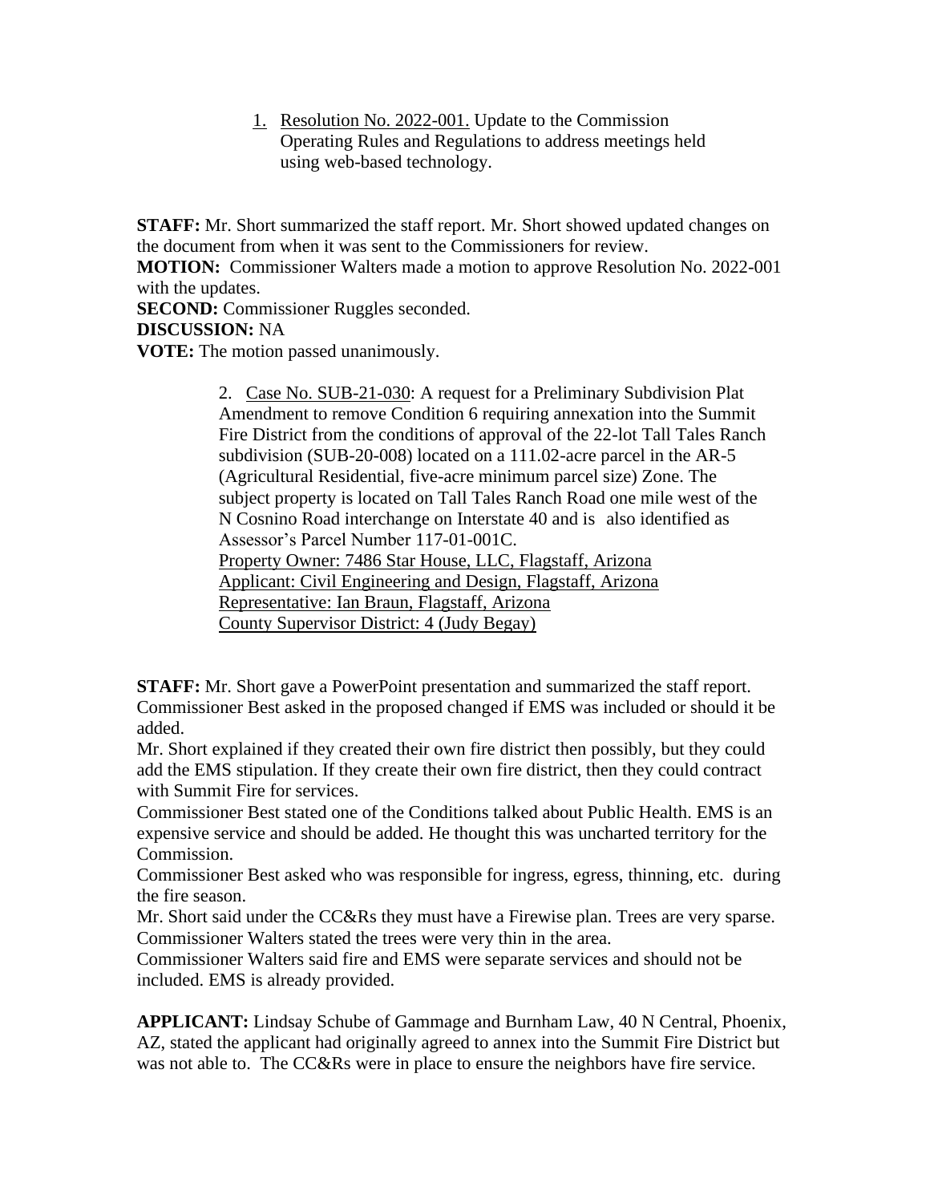1. Resolution No. 2022-001. Update to the Commission Operating Rules and Regulations to address meetings held using web-based technology.

**STAFF:** Mr. Short summarized the staff report. Mr. Short showed updated changes on the document from when it was sent to the Commissioners for review.
**MOTION:** Commissioner Walters made a motion to approve Resolution No. 2022-001 with the updates.
**SECOND:** Commissioner Ruggles seconded.
**DISCUSSION:** NA
**VOTE:** The motion passed unanimously.

2. Case No. SUB-21-030: A request for a Preliminary Subdivision Plat Amendment to remove Condition 6 requiring annexation into the Summit Fire District from the conditions of approval of the 22-lot Tall Tales Ranch subdivision (SUB-20-008) located on a 111.02-acre parcel in the AR-5 (Agricultural Residential, five-acre minimum parcel size) Zone. The subject property is located on Tall Tales Ranch Road one mile west of the N Cosnino Road interchange on Interstate 40 and is also identified as Assessor's Parcel Number 117-01-001C.
Property Owner: 7486 Star House, LLC, Flagstaff, Arizona
Applicant: Civil Engineering and Design, Flagstaff, Arizona
Representative: Ian Braun, Flagstaff, Arizona
County Supervisor District: 4 (Judy Begay)

**STAFF:** Mr. Short gave a PowerPoint presentation and summarized the staff report. Commissioner Best asked in the proposed changed if EMS was included or should it be added.
Mr. Short explained if they created their own fire district then possibly, but they could add the EMS stipulation. If they create their own fire district, then they could contract with Summit Fire for services.
Commissioner Best stated one of the Conditions talked about Public Health. EMS is an expensive service and should be added. He thought this was uncharted territory for the Commission.
Commissioner Best asked who was responsible for ingress, egress, thinning, etc. during the fire season.
Mr. Short said under the CC&Rs they must have a Firewise plan. Trees are very sparse.
Commissioner Walters stated the trees were very thin in the area.
Commissioner Walters said fire and EMS were separate services and should not be included. EMS is already provided.

**APPLICANT:** Lindsay Schube of Gammage and Burnham Law, 40 N Central, Phoenix, AZ, stated the applicant had originally agreed to annex into the Summit Fire District but was not able to. The CC&Rs were in place to ensure the neighbors have fire service.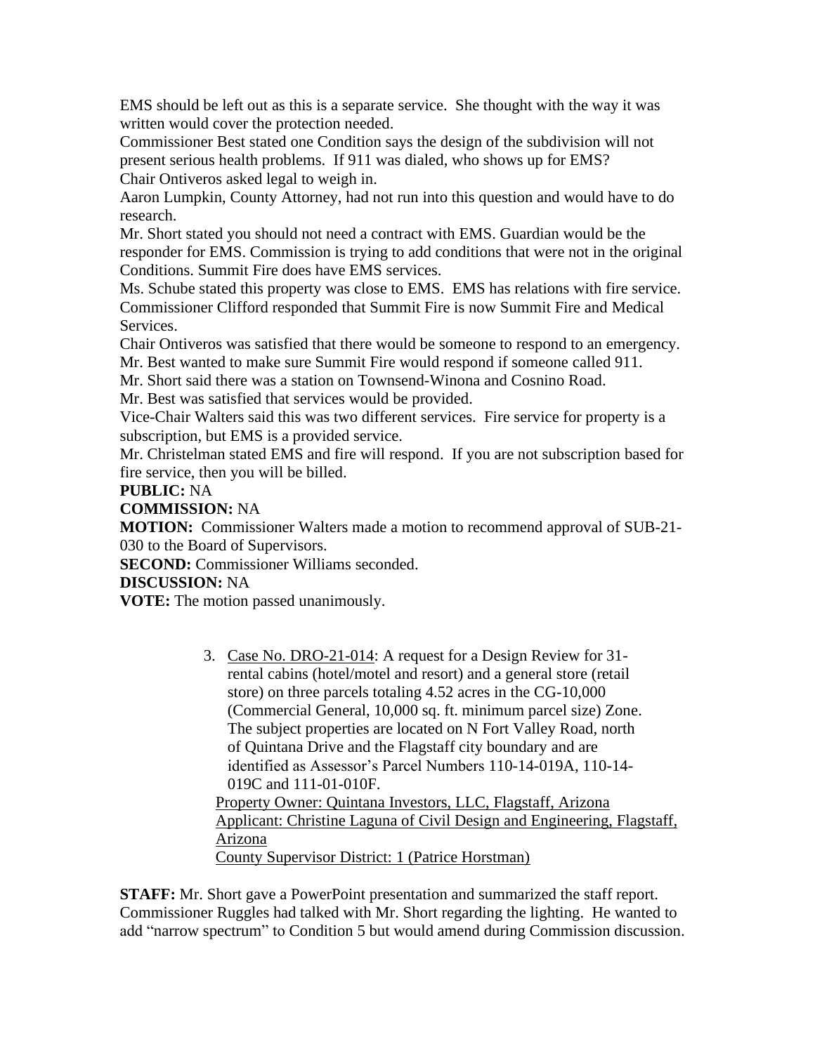EMS should be left out as this is a separate service. She thought with the way it was written would cover the protection needed.

Commissioner Best stated one Condition says the design of the subdivision will not present serious health problems. If 911 was dialed, who shows up for EMS?

Chair Ontiveros asked legal to weigh in.

Aaron Lumpkin, County Attorney, had not run into this question and would have to do research.

Mr. Short stated you should not need a contract with EMS. Guardian would be the responder for EMS. Commission is trying to add conditions that were not in the original Conditions. Summit Fire does have EMS services.

Ms. Schube stated this property was close to EMS. EMS has relations with fire service.

Commissioner Clifford responded that Summit Fire is now Summit Fire and Medical Services.

Chair Ontiveros was satisfied that there would be someone to respond to an emergency.

Mr. Best wanted to make sure Summit Fire would respond if someone called 911.

Mr. Short said there was a station on Townsend-Winona and Cosnino Road.

Mr. Best was satisfied that services would be provided.

Vice-Chair Walters said this was two different services. Fire service for property is a subscription, but EMS is a provided service.

Mr. Christelman stated EMS and fire will respond. If you are not subscription based for fire service, then you will be billed.

**PUBLIC:** NA

**COMMISSION:** NA

**MOTION:** Commissioner Walters made a motion to recommend approval of SUB-21-030 to the Board of Supervisors.

**SECOND:** Commissioner Williams seconded.

**DISCUSSION:** NA

**VOTE:** The motion passed unanimously.

3. Case No. DRO-21-014: A request for a Design Review for 31-rental cabins (hotel/motel and resort) and a general store (retail store) on three parcels totaling 4.52 acres in the CG-10,000 (Commercial General, 10,000 sq. ft. minimum parcel size) Zone. The subject properties are located on N Fort Valley Road, north of Quintana Drive and the Flagstaff city boundary and are identified as Assessor's Parcel Numbers 110-14-019A, 110-14-019C and 111-01-010F.

   Property Owner: Quintana Investors, LLC, Flagstaff, Arizona
   Applicant: Christine Laguna of Civil Design and Engineering, Flagstaff, Arizona
   County Supervisor District: 1 (Patrice Horstman)

**STAFF:** Mr. Short gave a PowerPoint presentation and summarized the staff report. Commissioner Ruggles had talked with Mr. Short regarding the lighting. He wanted to add "narrow spectrum" to Condition 5 but would amend during Commission discussion.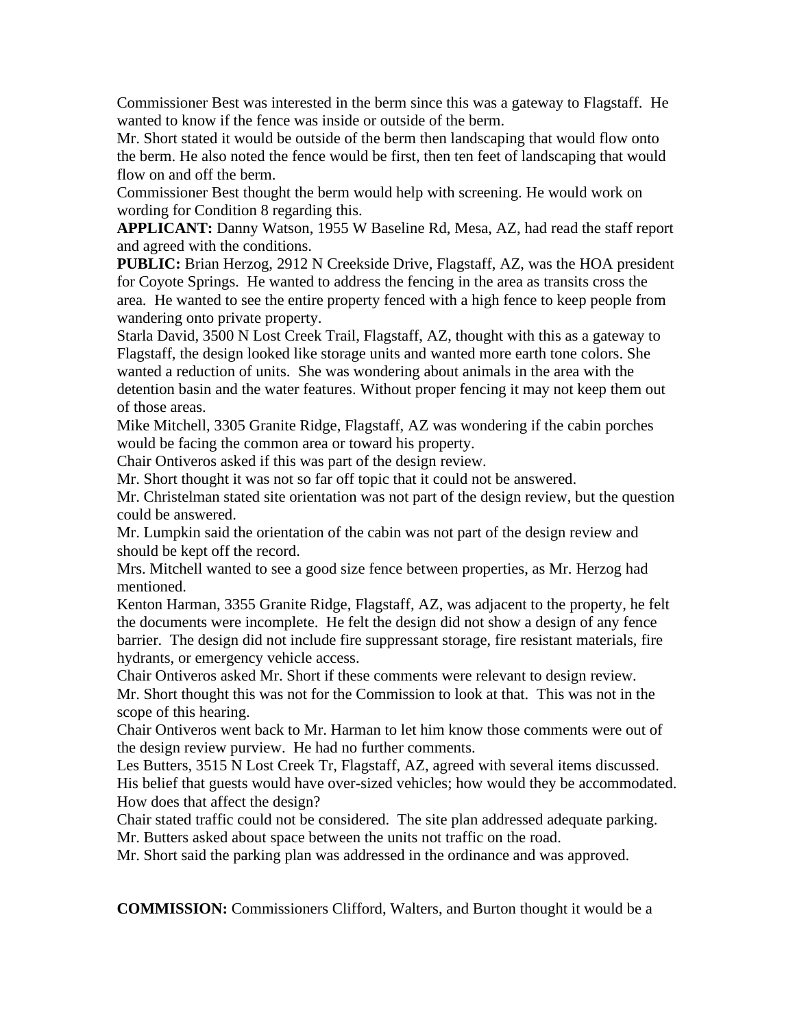Commissioner Best was interested in the berm since this was a gateway to Flagstaff. He wanted to know if the fence was inside or outside of the berm.

Mr. Short stated it would be outside of the berm then landscaping that would flow onto the berm. He also noted the fence would be first, then ten feet of landscaping that would flow on and off the berm.

Commissioner Best thought the berm would help with screening. He would work on wording for Condition 8 regarding this.

**APPLICANT:** Danny Watson, 1955 W Baseline Rd, Mesa, AZ, had read the staff report and agreed with the conditions.

**PUBLIC:** Brian Herzog, 2912 N Creekside Drive, Flagstaff, AZ, was the HOA president for Coyote Springs. He wanted to address the fencing in the area as transits cross the area. He wanted to see the entire property fenced with a high fence to keep people from wandering onto private property.

Starla David, 3500 N Lost Creek Trail, Flagstaff, AZ, thought with this as a gateway to Flagstaff, the design looked like storage units and wanted more earth tone colors. She wanted a reduction of units. She was wondering about animals in the area with the detention basin and the water features. Without proper fencing it may not keep them out of those areas.

Mike Mitchell, 3305 Granite Ridge, Flagstaff, AZ was wondering if the cabin porches would be facing the common area or toward his property.

Chair Ontiveros asked if this was part of the design review.

Mr. Short thought it was not so far off topic that it could not be answered.

Mr. Christelman stated site orientation was not part of the design review, but the question could be answered.

Mr. Lumpkin said the orientation of the cabin was not part of the design review and should be kept off the record.

Mrs. Mitchell wanted to see a good size fence between properties, as Mr. Herzog had mentioned.

Kenton Harman, 3355 Granite Ridge, Flagstaff, AZ, was adjacent to the property, he felt the documents were incomplete. He felt the design did not show a design of any fence barrier. The design did not include fire suppressant storage, fire resistant materials, fire hydrants, or emergency vehicle access.

Chair Ontiveros asked Mr. Short if these comments were relevant to design review.

Mr. Short thought this was not for the Commission to look at that. This was not in the scope of this hearing.

Chair Ontiveros went back to Mr. Harman to let him know those comments were out of the design review purview. He had no further comments.

Les Butters, 3515 N Lost Creek Tr, Flagstaff, AZ, agreed with several items discussed. His belief that guests would have over-sized vehicles; how would they be accommodated. How does that affect the design?

Chair stated traffic could not be considered. The site plan addressed adequate parking.

Mr. Butters asked about space between the units not traffic on the road.

Mr. Short said the parking plan was addressed in the ordinance and was approved.

**COMMISSION:** Commissioners Clifford, Walters, and Burton thought it would be a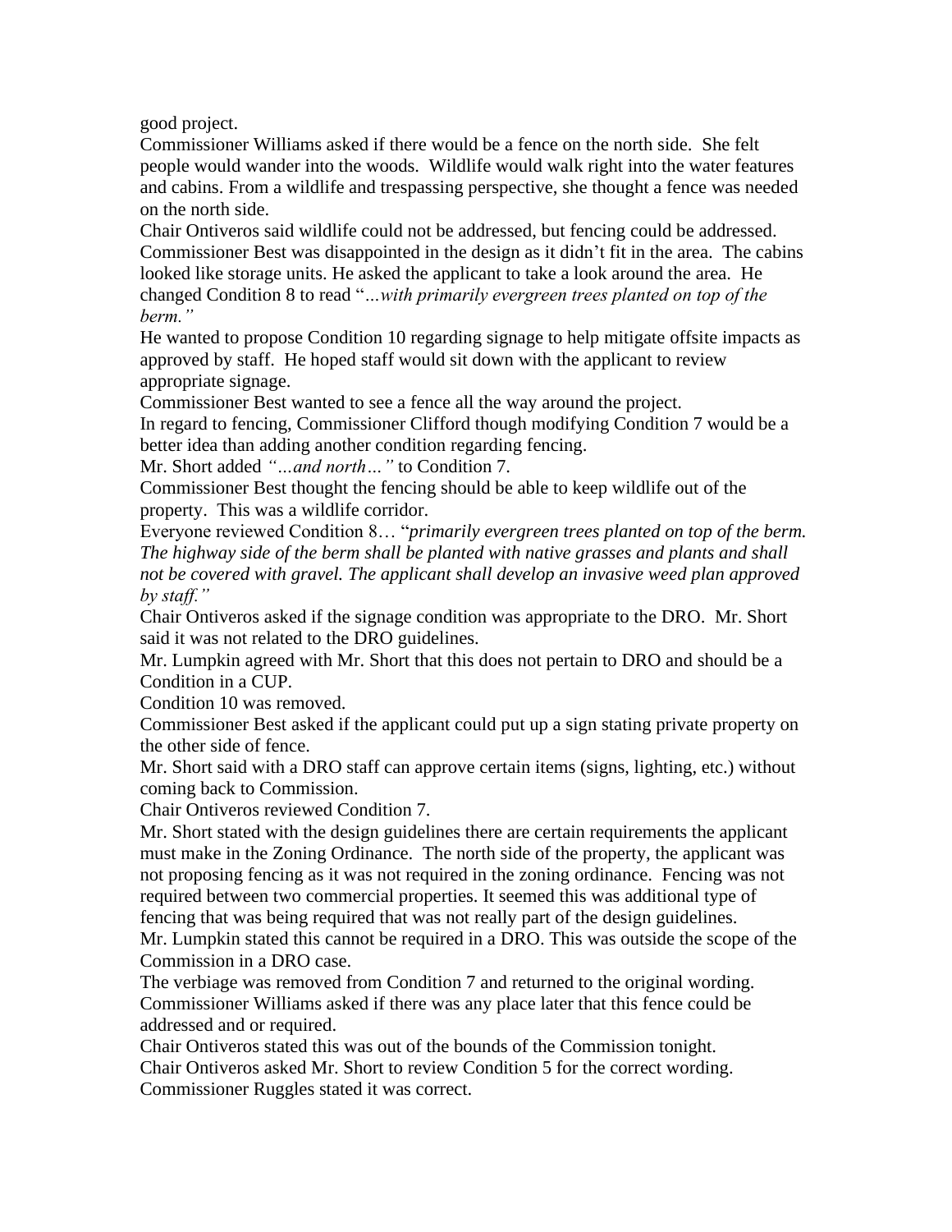good project.

Commissioner Williams asked if there would be a fence on the north side. She felt people would wander into the woods. Wildlife would walk right into the water features and cabins. From a wildlife and trespassing perspective, she thought a fence was needed on the north side.

Chair Ontiveros said wildlife could not be addressed, but fencing could be addressed.

Commissioner Best was disappointed in the design as it didn't fit in the area. The cabins looked like storage units. He asked the applicant to take a look around the area. He changed Condition 8 to read "*…with primarily evergreen trees planted on top of the berm.*"

He wanted to propose Condition 10 regarding signage to help mitigate offsite impacts as approved by staff. He hoped staff would sit down with the applicant to review appropriate signage.

Commissioner Best wanted to see a fence all the way around the project.

In regard to fencing, Commissioner Clifford though modifying Condition 7 would be a better idea than adding another condition regarding fencing.

Mr. Short added *"…and north…"* to Condition 7.

Commissioner Best thought the fencing should be able to keep wildlife out of the property. This was a wildlife corridor.

Everyone reviewed Condition 8… "*primarily evergreen trees planted on top of the berm. The highway side of the berm shall be planted with native grasses and plants and shall not be covered with gravel. The applicant shall develop an invasive weed plan approved by staff.*"

Chair Ontiveros asked if the signage condition was appropriate to the DRO. Mr. Short said it was not related to the DRO guidelines.

Mr. Lumpkin agreed with Mr. Short that this does not pertain to DRO and should be a Condition in a CUP.

Condition 10 was removed.

Commissioner Best asked if the applicant could put up a sign stating private property on the other side of fence.

Mr. Short said with a DRO staff can approve certain items (signs, lighting, etc.) without coming back to Commission.

Chair Ontiveros reviewed Condition 7.

Mr. Short stated with the design guidelines there are certain requirements the applicant must make in the Zoning Ordinance. The north side of the property, the applicant was not proposing fencing as it was not required in the zoning ordinance. Fencing was not required between two commercial properties. It seemed this was additional type of fencing that was being required that was not really part of the design guidelines.

Mr. Lumpkin stated this cannot be required in a DRO. This was outside the scope of the Commission in a DRO case.

The verbiage was removed from Condition 7 and returned to the original wording.

Commissioner Williams asked if there was any place later that this fence could be addressed and or required.

Chair Ontiveros stated this was out of the bounds of the Commission tonight.

Chair Ontiveros asked Mr. Short to review Condition 5 for the correct wording.

Commissioner Ruggles stated it was correct.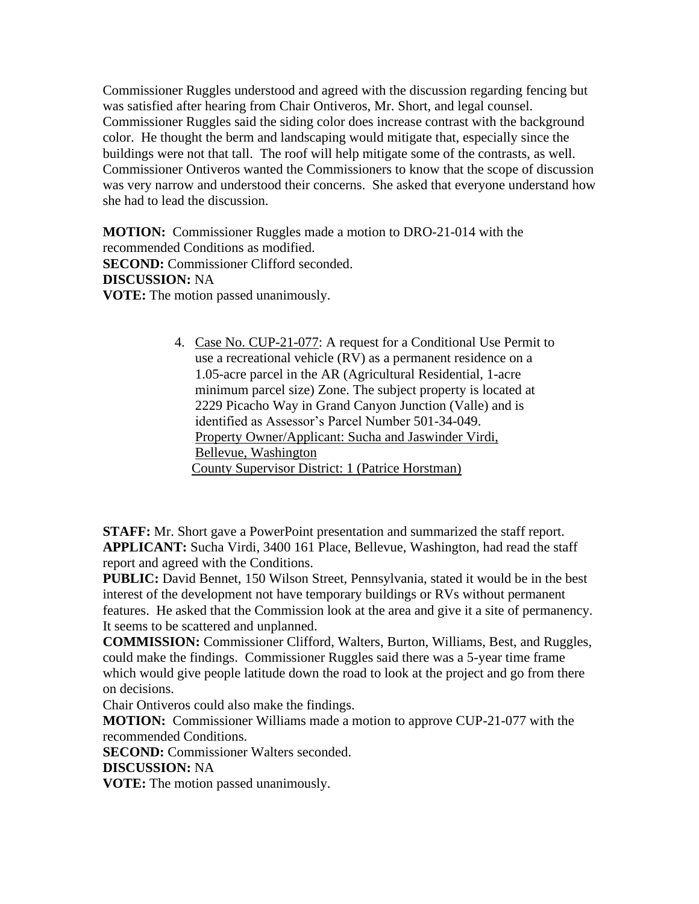Commissioner Ruggles understood and agreed with the discussion regarding fencing but was satisfied after hearing from Chair Ontiveros, Mr. Short, and legal counsel. Commissioner Ruggles said the siding color does increase contrast with the background color. He thought the berm and landscaping would mitigate that, especially since the buildings were not that tall. The roof will help mitigate some of the contrasts, as well. Commissioner Ontiveros wanted the Commissioners to know that the scope of discussion was very narrow and understood their concerns. She asked that everyone understand how she had to lead the discussion.

**MOTION:** Commissioner Ruggles made a motion to DRO-21-014 with the recommended Conditions as modified.
**SECOND:** Commissioner Clifford seconded.
**DISCUSSION:** NA
**VOTE:** The motion passed unanimously.

4. Case No. CUP-21-077: A request for a Conditional Use Permit to use a recreational vehicle (RV) as a permanent residence on a 1.05-acre parcel in the AR (Agricultural Residential, 1-acre minimum parcel size) Zone. The subject property is located at 2229 Picacho Way in Grand Canyon Junction (Valle) and is identified as Assessor's Parcel Number 501-34-049.
   Property Owner/Applicant: Sucha and Jaswinder Virdi, Bellevue, Washington
   County Supervisor District: 1 (Patrice Horstman)

**STAFF:** Mr. Short gave a PowerPoint presentation and summarized the staff report.
**APPLICANT:** Sucha Virdi, 3400 161 Place, Bellevue, Washington, had read the staff report and agreed with the Conditions.
**PUBLIC:** David Bennet, 150 Wilson Street, Pennsylvania, stated it would be in the best interest of the development not have temporary buildings or RVs without permanent features. He asked that the Commission look at the area and give it a site of permanency. It seems to be scattered and unplanned.
**COMMISSION:** Commissioner Clifford, Walters, Burton, Williams, Best, and Ruggles, could make the findings. Commissioner Ruggles said there was a 5-year time frame which would give people latitude down the road to look at the project and go from there on decisions.
Chair Ontiveros could also make the findings.
**MOTION:** Commissioner Williams made a motion to approve CUP-21-077 with the recommended Conditions.
**SECOND:** Commissioner Walters seconded.
**DISCUSSION:** NA
**VOTE:** The motion passed unanimously.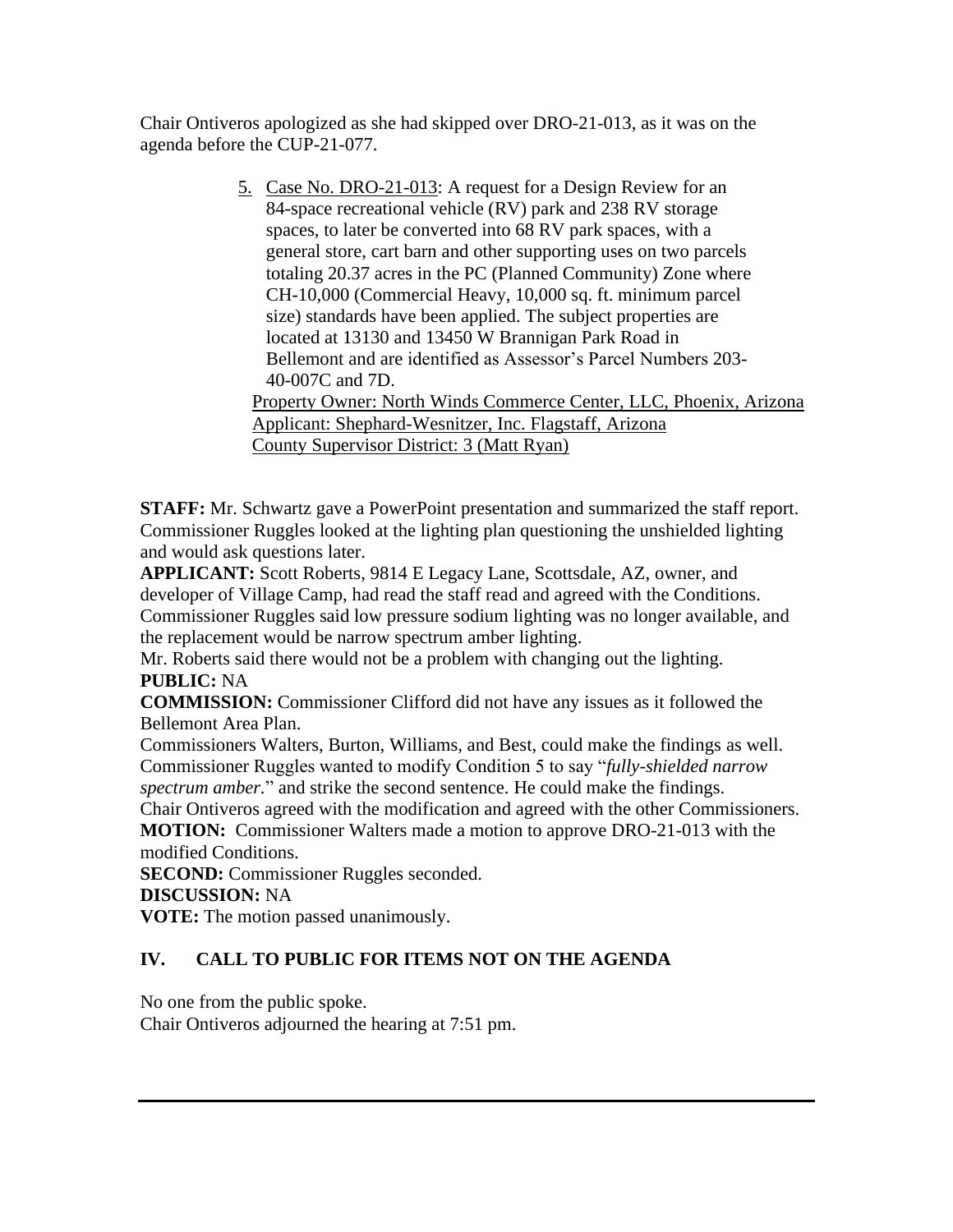Chair Ontiveros apologized as she had skipped over DRO-21-013, as it was on the agenda before the CUP-21-077.

5. Case No. DRO-21-013: A request for a Design Review for an 84-space recreational vehicle (RV) park and 238 RV storage spaces, to later be converted into 68 RV park spaces, with a general store, cart barn and other supporting uses on two parcels totaling 20.37 acres in the PC (Planned Community) Zone where CH-10,000 (Commercial Heavy, 10,000 sq. ft. minimum parcel size) standards have been applied. The subject properties are located at 13130 and 13450 W Brannigan Park Road in Bellemont and are identified as Assessor's Parcel Numbers 203-40-007C and 7D.
   Property Owner: North Winds Commerce Center, LLC, Phoenix, Arizona
   Applicant: Shephard-Wesnitzer, Inc. Flagstaff, Arizona
   County Supervisor District: 3 (Matt Ryan)

**STAFF:** Mr. Schwartz gave a PowerPoint presentation and summarized the staff report. Commissioner Ruggles looked at the lighting plan questioning the unshielded lighting and would ask questions later.
**APPLICANT:** Scott Roberts, 9814 E Legacy Lane, Scottsdale, AZ, owner, and developer of Village Camp, had read the staff read and agreed with the Conditions. Commissioner Ruggles said low pressure sodium lighting was no longer available, and the replacement would be narrow spectrum amber lighting.
Mr. Roberts said there would not be a problem with changing out the lighting.
**PUBLIC:** NA
**COMMISSION:** Commissioner Clifford did not have any issues as it followed the Bellemont Area Plan.
Commissioners Walters, Burton, Williams, and Best, could make the findings as well. Commissioner Ruggles wanted to modify Condition 5 to say "*fully-shielded narrow spectrum amber.*" and strike the second sentence. He could make the findings.
Chair Ontiveros agreed with the modification and agreed with the other Commissioners.
**MOTION:** Commissioner Walters made a motion to approve DRO-21-013 with the modified Conditions.
**SECOND:** Commissioner Ruggles seconded.
**DISCUSSION:** NA
**VOTE:** The motion passed unanimously.

## IV. CALL TO PUBLIC FOR ITEMS NOT ON THE AGENDA

No one from the public spoke.
Chair Ontiveros adjourned the hearing at 7:51 pm.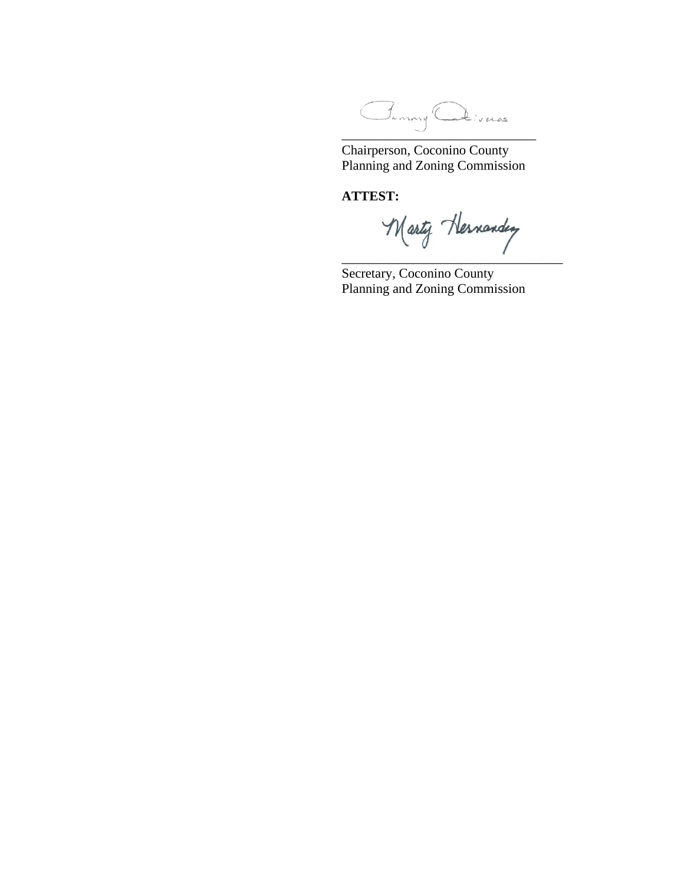Chairperson, Coconino County
Planning and Zoning Commission

**ATTEST:**

Secretary, Coconino County
Planning and Zoning Commission